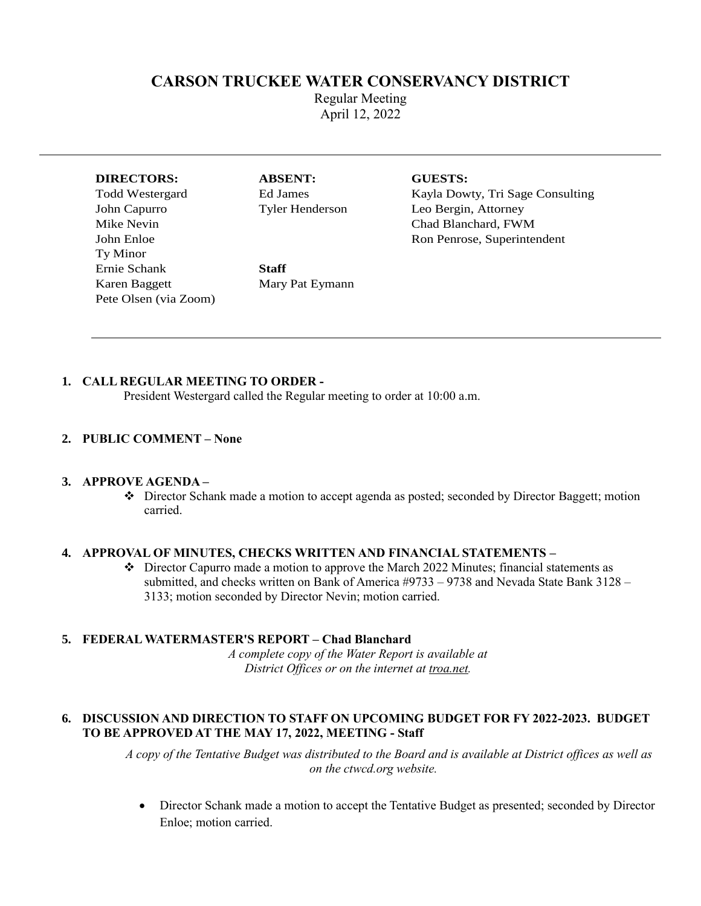# CARSON TRUCKEE WATER CONSERVANCY DISTRICT

Regular Meeting
April 12, 2022

---

| DIRECTORS: | ABSENT: | GUESTS: |
|---|---|---|
| Todd Westergard | Ed James | Kayla Dowty, Tri Sage Consulting |
| John Capurro | Tyler Henderson | Leo Bergin, Attorney |
| Mike Nevin | | Chad Blanchard, FWM |
| John Enloe | | Ron Penrose, Superintendent |
| Ty Minor | | |
| Ernie Schank | **Staff** | |
| Karen Baggett | Mary Pat Eymann | |
| Pete Olsen (via Zoom) | | |

---

**1. CALL REGULAR MEETING TO ORDER -**

President Westergard called the Regular meeting to order at 10:00 a.m.

**2. PUBLIC COMMENT – None**

**3. APPROVE AGENDA –**

- Director Schank made a motion to accept agenda as posted; seconded by Director Baggett; motion carried.

**4. APPROVAL OF MINUTES, CHECKS WRITTEN AND FINANCIAL STATEMENTS –**

- Director Capurro made a motion to approve the March 2022 Minutes; financial statements as submitted, and checks written on Bank of America #9733 – 9738 and Nevada State Bank 3128 – 3133; motion seconded by Director Nevin; motion carried.

**5. FEDERAL WATERMASTER'S REPORT – Chad Blanchard**

*A complete copy of the Water Report is available at District Offices or on the internet at troa.net.*

**6. DISCUSSION AND DIRECTION TO STAFF ON UPCOMING BUDGET FOR FY 2022-2023. BUDGET TO BE APPROVED AT THE MAY 17, 2022, MEETING - Staff**

*A copy of the Tentative Budget was distributed to the Board and is available at District offices as well as on the ctwcd.org website.*

- Director Schank made a motion to accept the Tentative Budget as presented; seconded by Director Enloe; motion carried.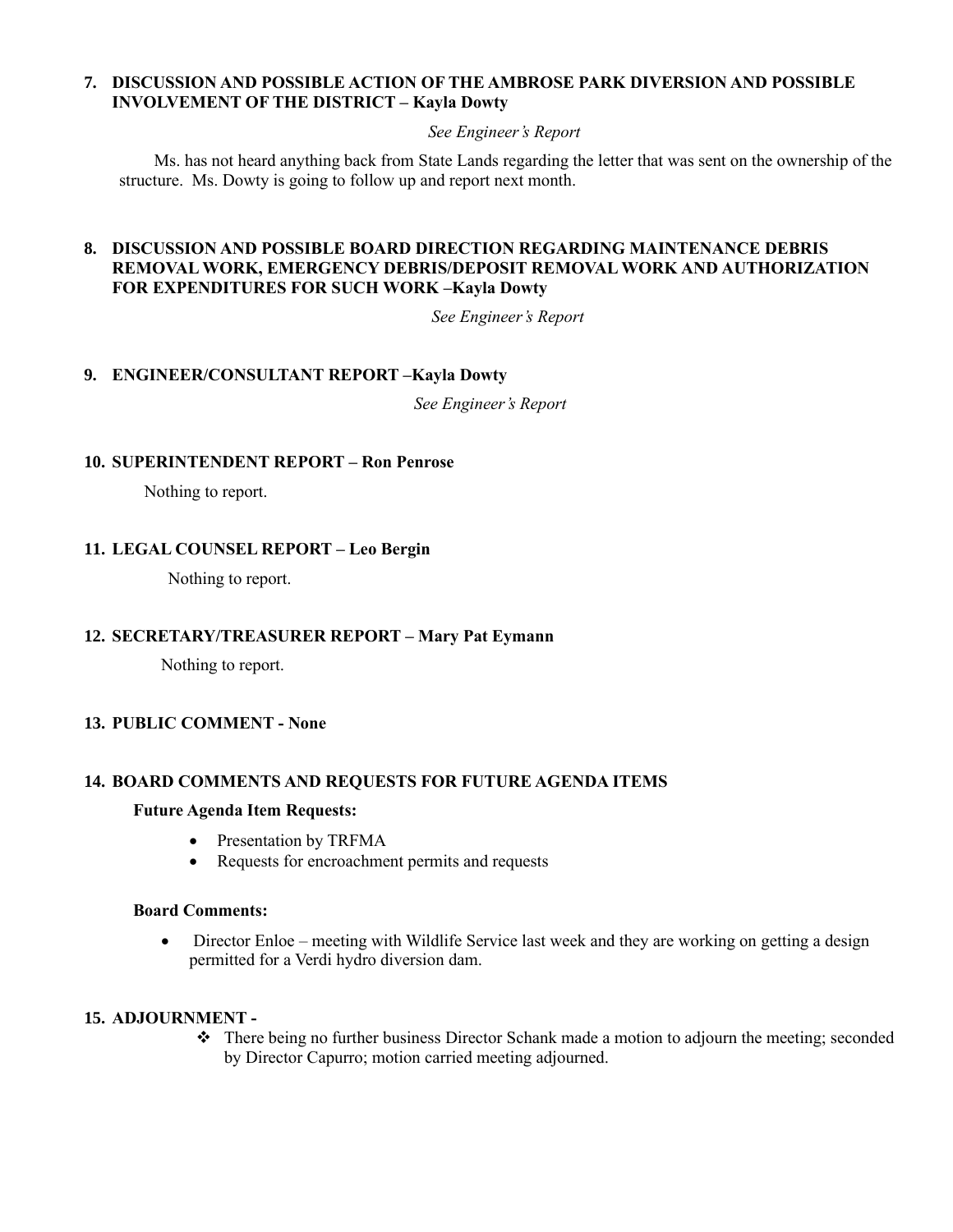**7. DISCUSSION AND POSSIBLE ACTION OF THE AMBROSE PARK DIVERSION AND POSSIBLE INVOLVEMENT OF THE DISTRICT – Kayla Dowty**

*See Engineer's Report*

Ms. has not heard anything back from State Lands regarding the letter that was sent on the ownership of the structure. Ms. Dowty is going to follow up and report next month.

**8. DISCUSSION AND POSSIBLE BOARD DIRECTION REGARDING MAINTENANCE DEBRIS REMOVAL WORK, EMERGENCY DEBRIS/DEPOSIT REMOVAL WORK AND AUTHORIZATION FOR EXPENDITURES FOR SUCH WORK –Kayla Dowty**

*See Engineer's Report*

**9. ENGINEER/CONSULTANT REPORT –Kayla Dowty**

*See Engineer's Report*

**10. SUPERINTENDENT REPORT – Ron Penrose**

Nothing to report.

**11. LEGAL COUNSEL REPORT – Leo Bergin**

Nothing to report.

**12. SECRETARY/TREASURER REPORT – Mary Pat Eymann**

Nothing to report.

**13. PUBLIC COMMENT - None**

**14. BOARD COMMENTS AND REQUESTS FOR FUTURE AGENDA ITEMS**

**Future Agenda Item Requests:**

- Presentation by TRFMA
- Requests for encroachment permits and requests

**Board Comments:**

- Director Enloe – meeting with Wildlife Service last week and they are working on getting a design permitted for a Verdi hydro diversion dam.

**15. ADJOURNMENT -**

- There being no further business Director Schank made a motion to adjourn the meeting; seconded by Director Capurro; motion carried meeting adjourned.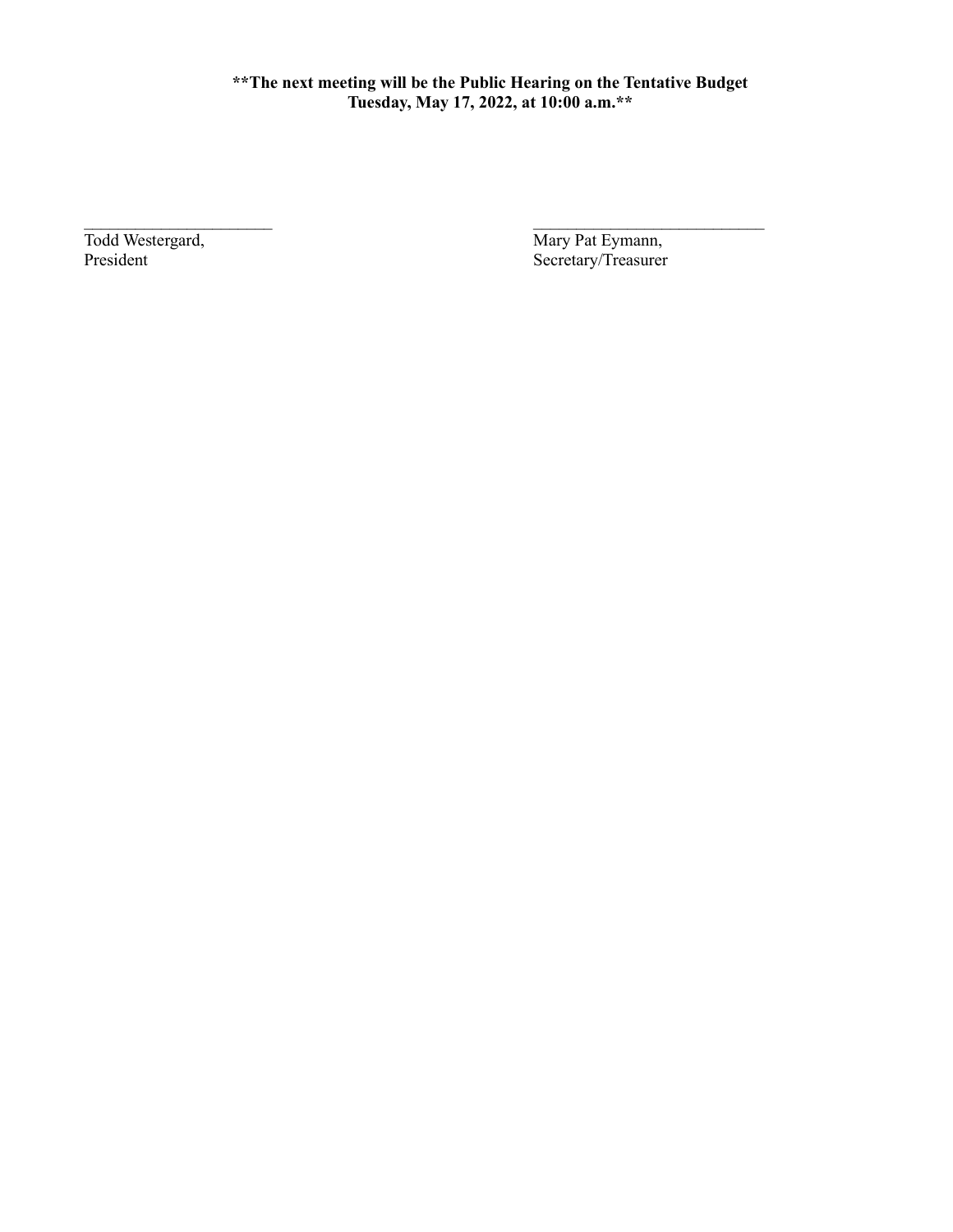**\*\*The next meeting will be the Public Hearing on the Tentative Budget**
**Tuesday, May 17, 2022, at 10:00 a.m.\*\***

| | |
|---|---|
| ______________________ | ___________________________ |
| Todd Westergard, | Mary Pat Eymann, |
| President | Secretary/Treasurer |